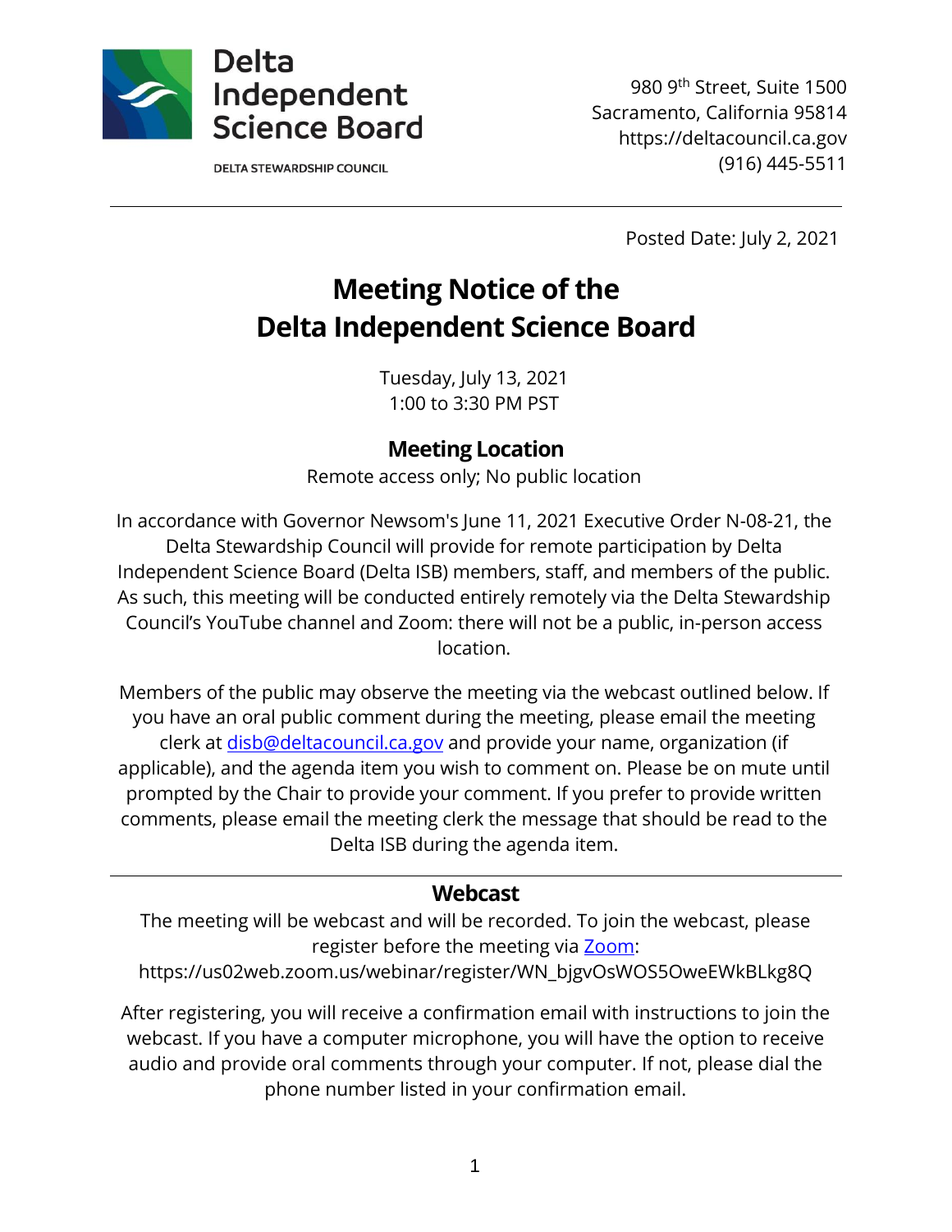Delta Independent Science Board

DELTA STEWARDSHIP COUNCIL

980 9th Street, Suite 1500
Sacramento, California 95814
https://deltacouncil.ca.gov
(916) 445-5511

Posted Date: July 2, 2021

# Meeting Notice of the Delta Independent Science Board

Tuesday, July 13, 2021
1:00 to 3:30 PM PST

## Meeting Location

Remote access only; No public location

In accordance with Governor Newsom's June 11, 2021 Executive Order N-08-21, the Delta Stewardship Council will provide for remote participation by Delta Independent Science Board (Delta ISB) members, staff, and members of the public. As such, this meeting will be conducted entirely remotely via the Delta Stewardship Council's YouTube channel and Zoom: there will not be a public, in-person access location.

Members of the public may observe the meeting via the webcast outlined below. If you have an oral public comment during the meeting, please email the meeting clerk at [disb@deltacouncil.ca.gov](mailto:disb@deltacouncil.ca.gov) and provide your name, organization (if applicable), and the agenda item you wish to comment on. Please be on mute until prompted by the Chair to provide your comment. If you prefer to provide written comments, please email the meeting clerk the message that should be read to the Delta ISB during the agenda item.

---

## Webcast

The meeting will be webcast and will be recorded. To join the webcast, please register before the meeting via [Zoom](https://us02web.zoom.us/webinar/register/WN_bjgvOsWOS5OweEWkBLkg8Q):
https://us02web.zoom.us/webinar/register/WN_bjgvOsWOS5OweEWkBLkg8Q

After registering, you will receive a confirmation email with instructions to join the webcast. If you have a computer microphone, you will have the option to receive audio and provide oral comments through your computer. If not, please dial the phone number listed in your confirmation email.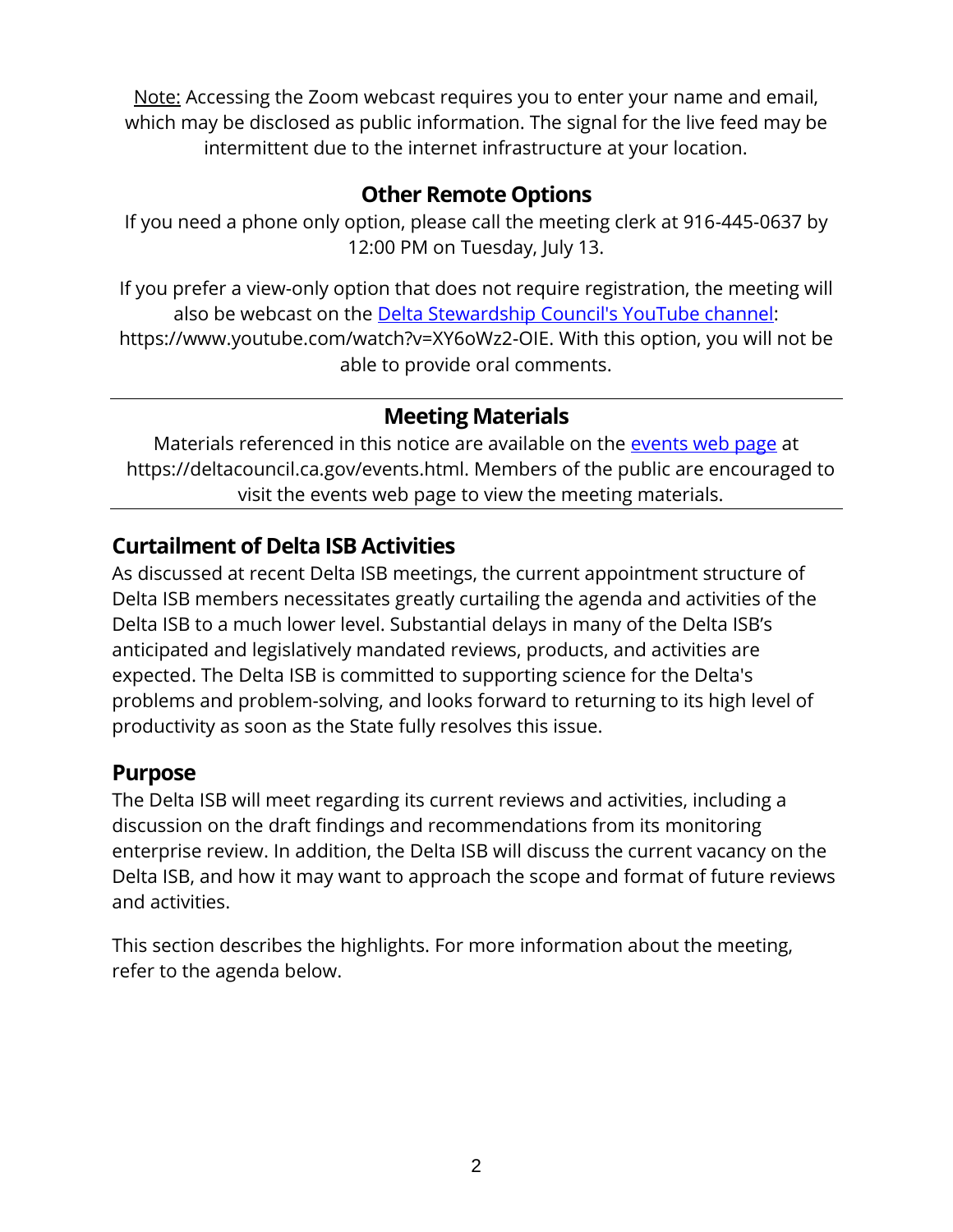Note: Accessing the Zoom webcast requires you to enter your name and email, which may be disclosed as public information. The signal for the live feed may be intermittent due to the internet infrastructure at your location.

### Other Remote Options

If you need a phone only option, please call the meeting clerk at 916-445-0637 by 12:00 PM on Tuesday, July 13.

If you prefer a view-only option that does not require registration, the meeting will also be webcast on the [Delta Stewardship Council's YouTube channel](https://www.youtube.com/watch?v=XY6oWz2-OIE): https://www.youtube.com/watch?v=XY6oWz2-OIE. With this option, you will not be able to provide oral comments.

---

### Meeting Materials

Materials referenced in this notice are available on the [events web page](https://deltacouncil.ca.gov/events.html) at https://deltacouncil.ca.gov/events.html. Members of the public are encouraged to visit the events web page to view the meeting materials.

---

## Curtailment of Delta ISB Activities

As discussed at recent Delta ISB meetings, the current appointment structure of Delta ISB members necessitates greatly curtailing the agenda and activities of the Delta ISB to a much lower level. Substantial delays in many of the Delta ISB's anticipated and legislatively mandated reviews, products, and activities are expected. The Delta ISB is committed to supporting science for the Delta's problems and problem-solving, and looks forward to returning to its high level of productivity as soon as the State fully resolves this issue.

## Purpose

The Delta ISB will meet regarding its current reviews and activities, including a discussion on the draft findings and recommendations from its monitoring enterprise review. In addition, the Delta ISB will discuss the current vacancy on the Delta ISB, and how it may want to approach the scope and format of future reviews and activities.

This section describes the highlights. For more information about the meeting, refer to the agenda below.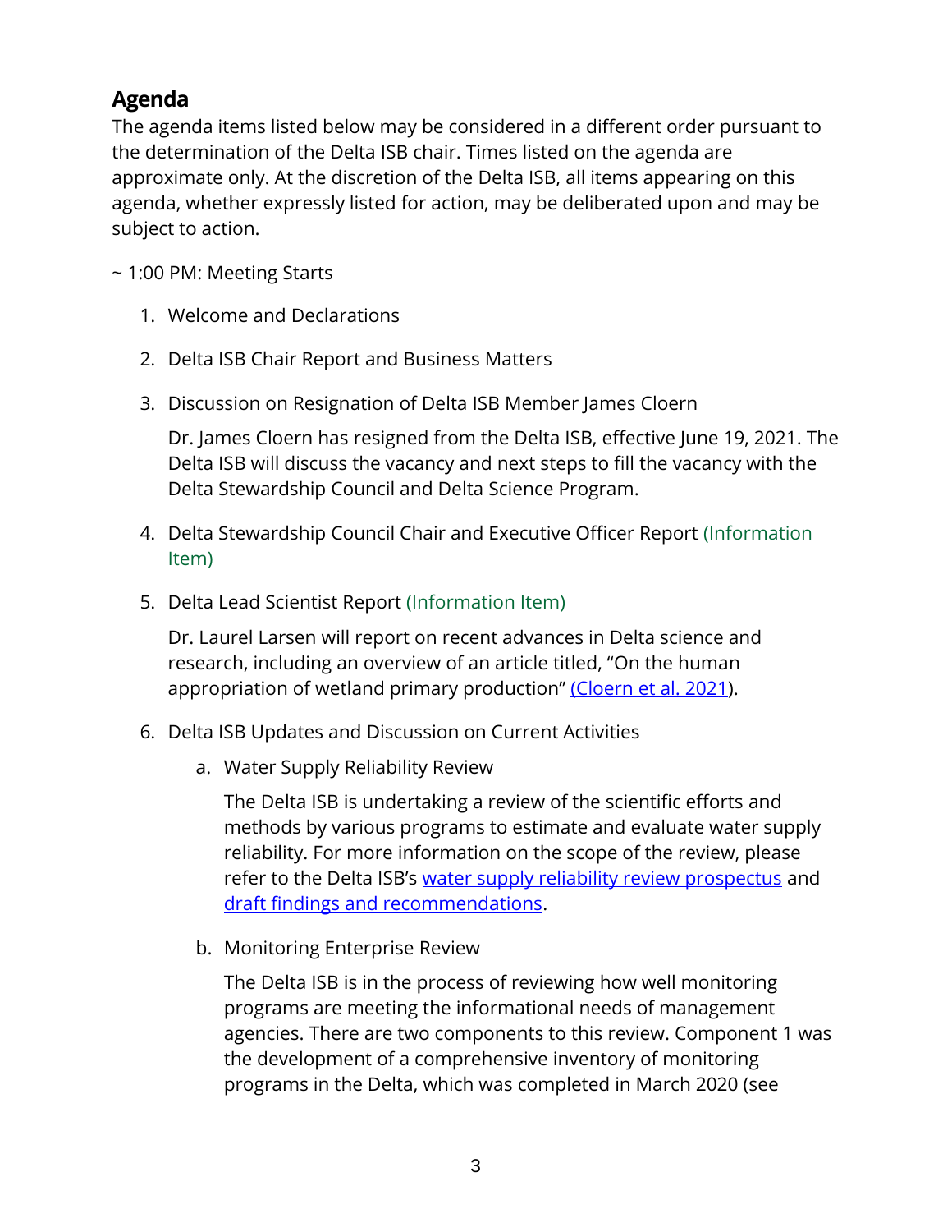## Agenda

The agenda items listed below may be considered in a different order pursuant to the determination of the Delta ISB chair. Times listed on the agenda are approximate only. At the discretion of the Delta ISB, all items appearing on this agenda, whether expressly listed for action, may be deliberated upon and may be subject to action.

~ 1:00 PM: Meeting Starts

1. Welcome and Declarations

2. Delta ISB Chair Report and Business Matters

3. Discussion on Resignation of Delta ISB Member James Cloern

   Dr. James Cloern has resigned from the Delta ISB, effective June 19, 2021. The Delta ISB will discuss the vacancy and next steps to fill the vacancy with the Delta Stewardship Council and Delta Science Program.

4. Delta Stewardship Council Chair and Executive Officer Report (Information Item)

5. Delta Lead Scientist Report (Information Item)

   Dr. Laurel Larsen will report on recent advances in Delta science and research, including an overview of an article titled, "On the human appropriation of wetland primary production" (Cloern et al. 2021).

6. Delta ISB Updates and Discussion on Current Activities

   a. Water Supply Reliability Review

      The Delta ISB is undertaking a review of the scientific efforts and methods by various programs to estimate and evaluate water supply reliability. For more information on the scope of the review, please refer to the Delta ISB's water supply reliability review prospectus and draft findings and recommendations.

   b. Monitoring Enterprise Review

      The Delta ISB is in the process of reviewing how well monitoring programs are meeting the informational needs of management agencies. There are two components to this review. Component 1 was the development of a comprehensive inventory of monitoring programs in the Delta, which was completed in March 2020 (see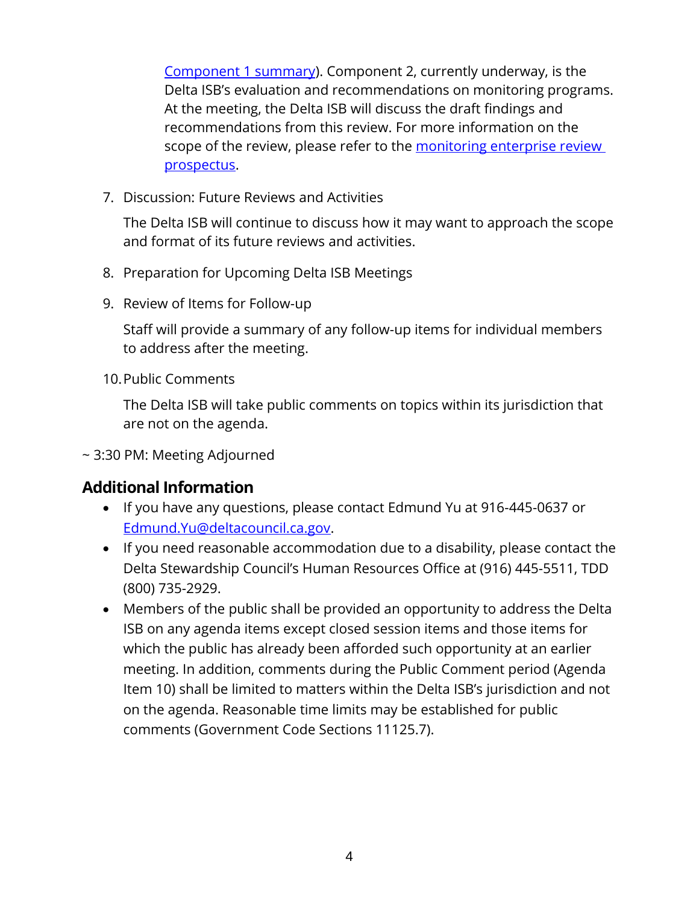Component 1 summary). Component 2, currently underway, is the Delta ISB's evaluation and recommendations on monitoring programs. At the meeting, the Delta ISB will discuss the draft findings and recommendations from this review. For more information on the scope of the review, please refer to the monitoring enterprise review prospectus.

7. Discussion: Future Reviews and Activities

   The Delta ISB will continue to discuss how it may want to approach the scope and format of its future reviews and activities.

8. Preparation for Upcoming Delta ISB Meetings

9. Review of Items for Follow-up

   Staff will provide a summary of any follow-up items for individual members to address after the meeting.

10. Public Comments

    The Delta ISB will take public comments on topics within its jurisdiction that are not on the agenda.

~ 3:30 PM: Meeting Adjourned

## Additional Information

- If you have any questions, please contact Edmund Yu at 916-445-0637 or Edmund.Yu@deltacouncil.ca.gov.
- If you need reasonable accommodation due to a disability, please contact the Delta Stewardship Council's Human Resources Office at (916) 445-5511, TDD (800) 735-2929.
- Members of the public shall be provided an opportunity to address the Delta ISB on any agenda items except closed session items and those items for which the public has already been afforded such opportunity at an earlier meeting. In addition, comments during the Public Comment period (Agenda Item 10) shall be limited to matters within the Delta ISB's jurisdiction and not on the agenda. Reasonable time limits may be established for public comments (Government Code Sections 11125.7).